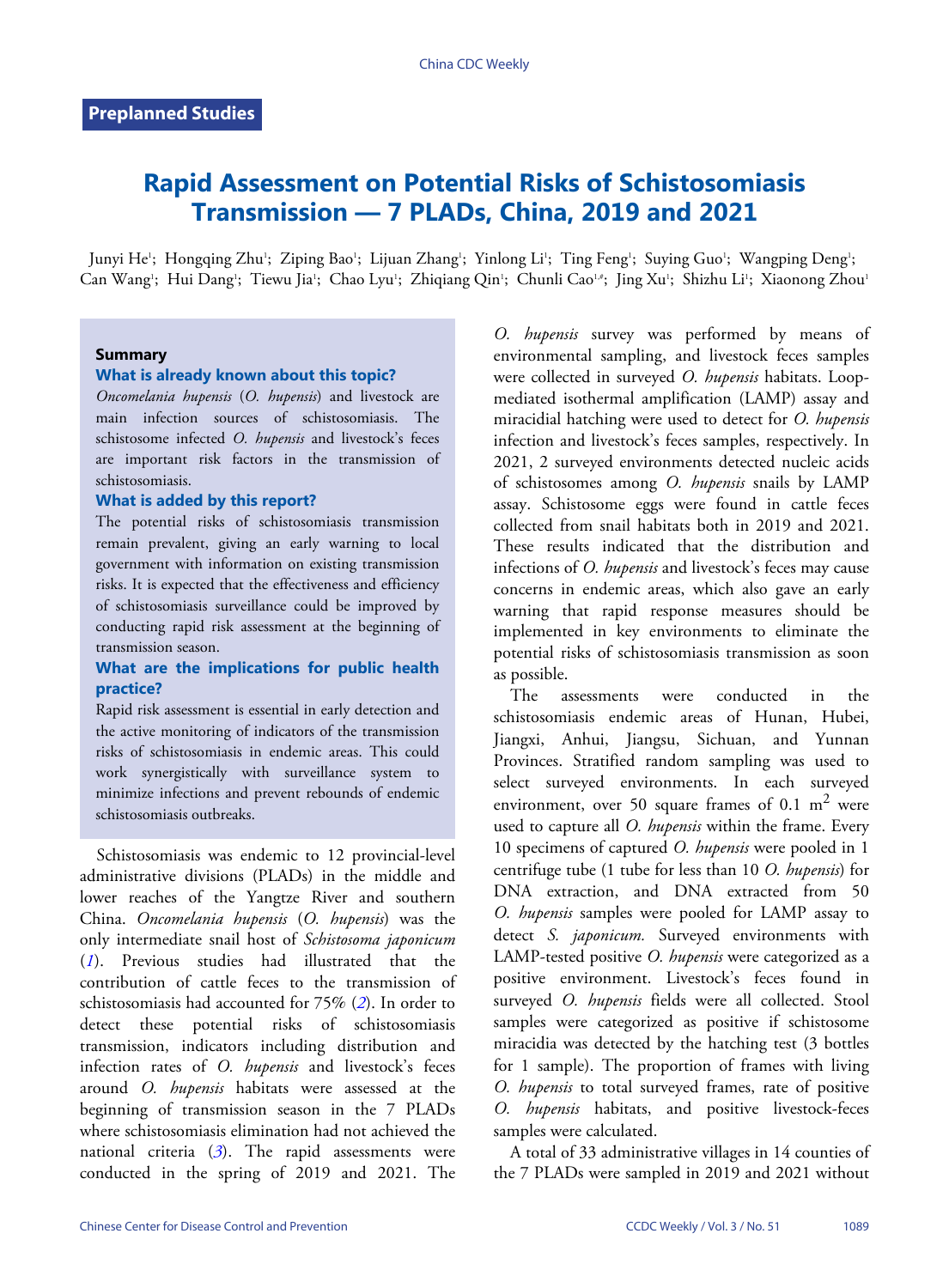Preplanned Studies

# Rapid Assessment on Potential Risks of Schistosomiasis Transmission — 7 PLADs, China, 2019 and 2021

Junyi He[1]; Hongqing Zhu[1]; Ziping Bao[1]; Lijuan Zhang[1]; Yinlong Li[1]; Ting Feng[1]; Suying Guo[1]; Wangping Deng[1]; Can Wang[1]; Hui Dang[1]; Tiewu Jia[1]; Chao Lyu[1]; Zhiqiang Qin[1]; Chunli Cao[1,#]; Jing Xu[1]; Shizhu Li[1]; Xiaonong Zhou[1]

### Summary

**What is already known about this topic?**

*Oncomelania hupensis* (*O. hupensis*) and livestock are main infection sources of schistosomiasis. The schistosome infected *O. hupensis* and livestock's feces are important risk factors in the transmission of schistosomiasis.

**What is added by this report?**

The potential risks of schistosomiasis transmission remain prevalent, giving an early warning to local government with information on existing transmission risks. It is expected that the effectiveness and efficiency of schistosomiasis surveillance could be improved by conducting rapid risk assessment at the beginning of transmission season.

**What are the implications for public health practice?**

Rapid risk assessment is essential in early detection and the active monitoring of indicators of the transmission risks of schistosomiasis in endemic areas. This could work synergistically with surveillance system to minimize infections and prevent rebounds of endemic schistosomiasis outbreaks.

Schistosomiasis was endemic to 12 provincial-level administrative divisions (PLADs) in the middle and lower reaches of the Yangtze River and southern China. *Oncomelania hupensis* (*O. hupensis*) was the only intermediate snail host of *Schistosoma japonicum* (*1*). Previous studies had illustrated that the contribution of cattle feces to the transmission of schistosomiasis had accounted for 75% (*2*). In order to detect these potential risks of schistosomiasis transmission, indicators including distribution and infection rates of *O. hupensis* and livestock's feces around *O. hupensis* habitats were assessed at the beginning of transmission season in the 7 PLADs where schistosomiasis elimination had not achieved the national criteria (*3*). The rapid assessments were conducted in the spring of 2019 and 2021. The *O. hupensis* survey was performed by means of environmental sampling, and livestock feces samples were collected in surveyed *O. hupensis* habitats. Loop-mediated isothermal amplification (LAMP) assay and miracidial hatching were used to detect for *O. hupensis* infection and livestock's feces samples, respectively. In 2021, 2 surveyed environments detected nucleic acids of schistosomes among *O. hupensis* snails by LAMP assay. Schistosome eggs were found in cattle feces collected from snail habitats both in 2019 and 2021. These results indicated that the distribution and infections of *O. hupensis* and livestock's feces may cause concerns in endemic areas, which also gave an early warning that rapid response measures should be implemented in key environments to eliminate the potential risks of schistosomiasis transmission as soon as possible.

The assessments were conducted in the schistosomiasis endemic areas of Hunan, Hubei, Jiangxi, Anhui, Jiangsu, Sichuan, and Yunnan Provinces. Stratified random sampling was used to select surveyed environments. In each surveyed environment, over 50 square frames of 0.1 $m^2$ were used to capture all *O. hupensis* within the frame. Every 10 specimens of captured *O. hupensis* were pooled in 1 centrifuge tube (1 tube for less than 10 *O. hupensis*) for DNA extraction, and DNA extracted from 50 *O. hupensis* samples were pooled for LAMP assay to detect *S. japonicum.* Surveyed environments with LAMP-tested positive *O. hupensis* were categorized as a positive environment. Livestock's feces found in surveyed *O. hupensis* fields were all collected. Stool samples were categorized as positive if schistosome miracidia was detected by the hatching test (3 bottles for 1 sample). The proportion of frames with living *O. hupensis* to total surveyed frames, rate of positive *O. hupensis* habitats, and positive livestock-feces samples were calculated.

A total of 33 administrative villages in 14 counties of the 7 PLADs were sampled in 2019 and 2021 without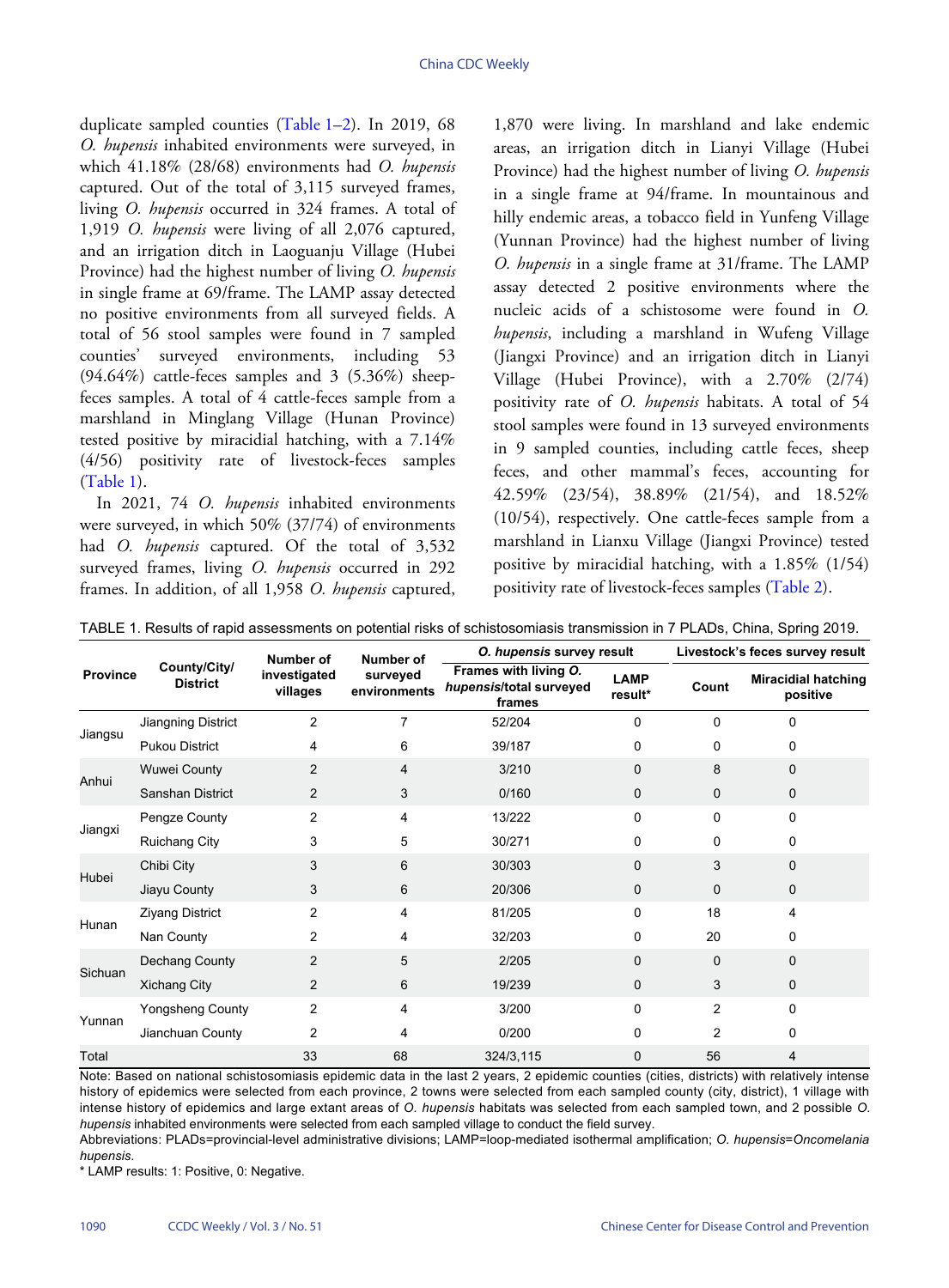duplicate sampled counties (Table 1–2). In 2019, 68 *O. hupensis* inhabited environments were surveyed, in which 41.18% (28/68) environments had *O. hupensis* captured. Out of the total of 3,115 surveyed frames, living *O. hupensis* occurred in 324 frames. A total of 1,919 *O. hupensis* were living of all 2,076 captured, and an irrigation ditch in Laoguanju Village (Hubei Province) had the highest number of living *O. hupensis* in single frame at 69/frame. The LAMP assay detected no positive environments from all surveyed fields. A total of 56 stool samples were found in 7 sampled counties' surveyed environments, including 53 (94.64%) cattle-feces samples and 3 (5.36%) sheep-feces samples. A total of 4 cattle-feces sample from a marshland in Minglang Village (Hunan Province) tested positive by miracidial hatching, with a 7.14% (4/56) positivity rate of livestock-feces samples (Table 1).

In 2021, 74 *O. hupensis* inhabited environments were surveyed, in which 50% (37/74) of environments had *O. hupensis* captured. Of the total of 3,532 surveyed frames, living *O. hupensis* occurred in 292 frames. In addition, of all 1,958 *O. hupensis* captured, 1,870 were living. In marshland and lake endemic areas, an irrigation ditch in Lianyi Village (Hubei Province) had the highest number of living *O. hupensis* in a single frame at 94/frame. In mountainous and hilly endemic areas, a tobacco field in Yunfeng Village (Yunnan Province) had the highest number of living *O. hupensis* in a single frame at 31/frame. The LAMP assay detected 2 positive environments where the nucleic acids of a schistosome were found in *O. hupensis*, including a marshland in Wufeng Village (Jiangxi Province) and an irrigation ditch in Lianyi Village (Hubei Province), with a 2.70% (2/74) positivity rate of *O. hupensis* habitats. A total of 54 stool samples were found in 13 surveyed environments in 9 sampled counties, including cattle feces, sheep feces, and other mammal's feces, accounting for 42.59% (23/54), 38.89% (21/54), and 18.52% (10/54), respectively. One cattle-feces sample from a marshland in Lianxu Village (Jiangxi Province) tested positive by miracidial hatching, with a 1.85% (1/54) positivity rate of livestock-feces samples (Table 2).

TABLE 1. Results of rapid assessments on potential risks of schistosomiasis transmission in 7 PLADs, China, Spring 2019.

| Province | County/City/ District | Number of investigated villages | Number of surveyed environments | *O. hupensis* survey result | | Livestock's feces survey result | |
|---|---|---|---|---|---|---|---|
| | | | | Frames with living *O. hupensis*/total surveyed frames | LAMP result* | Count | Miracidial hatching positive |
| Jiangsu | Jiangning District | 2 | 7 | 52/204 | 0 | 0 | 0 |
| | Pukou District | 4 | 6 | 39/187 | 0 | 0 | 0 |
| Anhui | Wuwei County | 2 | 4 | 3/210 | 0 | 8 | 0 |
| | Sanshan District | 2 | 3 | 0/160 | 0 | 0 | 0 |
| Jiangxi | Pengze County | 2 | 4 | 13/222 | 0 | 0 | 0 |
| | Ruichang City | 3 | 5 | 30/271 | 0 | 0 | 0 |
| Hubei | Chibi City | 3 | 6 | 30/303 | 0 | 3 | 0 |
| | Jiayu County | 3 | 6 | 20/306 | 0 | 0 | 0 |
| Hunan | Ziyang District | 2 | 4 | 81/205 | 0 | 18 | 4 |
| | Nan County | 2 | 4 | 32/203 | 0 | 20 | 0 |
| Sichuan | Dechang County | 2 | 5 | 2/205 | 0 | 0 | 0 |
| | Xichang City | 2 | 6 | 19/239 | 0 | 3 | 0 |
| Yunnan | Yongsheng County | 2 | 4 | 3/200 | 0 | 2 | 0 |
| | Jianchuan County | 2 | 4 | 0/200 | 0 | 2 | 0 |
| Total | | 33 | 68 | 324/3,115 | 0 | 56 | 4 |

Note: Based on national schistosomiasis epidemic data in the last 2 years, 2 epidemic counties (cities, districts) with relatively intense history of epidemics were selected from each province, 2 towns were selected from each sampled county (city, district), 1 village with intense history of epidemics and large extant areas of *O. hupensis* habitats was selected from each sampled town, and 2 possible *O. hupensis* inhabited environments were selected from each sampled village to conduct the field survey.

Abbreviations: PLADs=provincial-level administrative divisions; LAMP=loop-mediated isothermal amplification; *O. hupensis*=*Oncomelania hupensis*.

* LAMP results: 1: Positive, 0: Negative.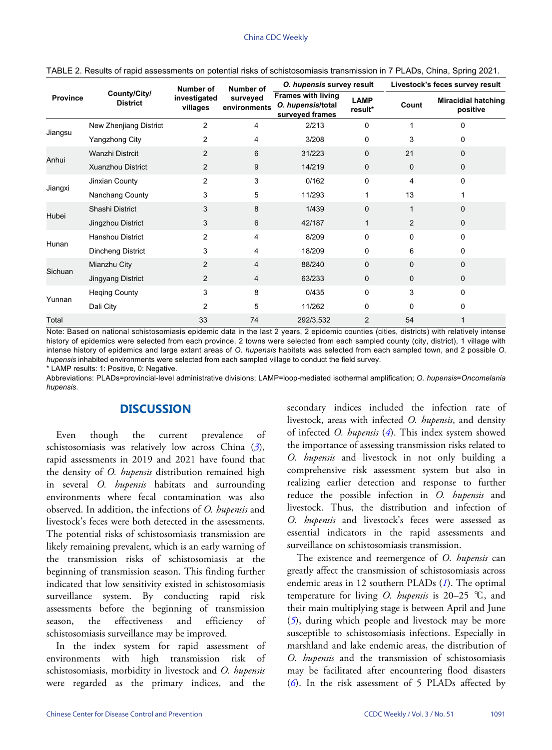TABLE 2. Results of rapid assessments on potential risks of schistosomiasis transmission in 7 PLADs, China, Spring 2021.

| Province | County/City/ District | Number of investigated villages | Number of surveyed environments | *O. hupensis* survey result | | Livestock's feces survey result | |
|---|---|---|---|---|---|---|---|
| | | | | Frames with living *O. hupensis*/total surveyed frames | LAMP result* | Count | Miracidial hatching positive |
| Jiangsu | New Zhenjiang District | 2 | 4 | 2/213 | 0 | 1 | 0 |
| | Yangzhong City | 2 | 4 | 3/208 | 0 | 3 | 0 |
| Anhui | Wanzhi Distrcit | 2 | 6 | 31/223 | 0 | 21 | 0 |
| | Xuanzhou District | 2 | 9 | 14/219 | 0 | 0 | 0 |
| Jiangxi | Jinxian County | 2 | 3 | 0/162 | 0 | 4 | 0 |
| | Nanchang County | 3 | 5 | 11/293 | 1 | 13 | 1 |
| Hubei | Shashi District | 3 | 8 | 1/439 | 0 | 1 | 0 |
| | Jingzhou District | 3 | 6 | 42/187 | 1 | 2 | 0 |
| Hunan | Hanshou District | 2 | 4 | 8/209 | 0 | 0 | 0 |
| | Dincheng District | 3 | 4 | 18/209 | 0 | 6 | 0 |
| Sichuan | Mianzhu City | 2 | 4 | 88/240 | 0 | 0 | 0 |
| | Jingyang District | 2 | 4 | 63/233 | 0 | 0 | 0 |
| Yunnan | Heqing County | 3 | 8 | 0/435 | 0 | 3 | 0 |
| | Dali City | 2 | 5 | 11/262 | 0 | 0 | 0 |
| Total | | 33 | 74 | 292/3,532 | 2 | 54 | 1 |

Note: Based on national schistosomiasis epidemic data in the last 2 years, 2 epidemic counties (cities, districts) with relatively intense history of epidemics were selected from each province, 2 towns were selected from each sampled county (city, district), 1 village with intense history of epidemics and large extant areas of *O. hupensis* habitats was selected from each sampled town, and 2 possible *O. hupensis* inhabited environments were selected from each sampled village to conduct the field survey.

\* LAMP results: 1: Positive, 0: Negative.

Abbreviations: PLADs=provincial-level administrative divisions; LAMP=loop-mediated isothermal amplification; *O. hupensis*=*Oncomelania hupensis*.

## DISCUSSION

Even though the current prevalence of schistosomiasis was relatively low across China (*3*), rapid assessments in 2019 and 2021 have found that the density of *O. hupensis* distribution remained high in several *O. hupensis* habitats and surrounding environments where fecal contamination was also observed. In addition, the infections of *O. hupensis* and livestock's feces were both detected in the assessments. The potential risks of schistosomiasis transmission are likely remaining prevalent, which is an early warning of the transmission risks of schistosomiasis at the beginning of transmission season. This finding further indicated that low sensitivity existed in schistosomiasis surveillance system. By conducting rapid risk assessments before the beginning of transmission season, the effectiveness and efficiency of schistosomiasis surveillance may be improved.

In the index system for rapid assessment of environments with high transmission risk of schistosomiasis, morbidity in livestock and *O. hupensis* were regarded as the primary indices, and the secondary indices included the infection rate of livestock, areas with infected *O. hupensis*, and density of infected *O. hupensis* (*4*). This index system showed the importance of assessing transmission risks related to *O. hupensis* and livestock in not only building a comprehensive risk assessment system but also in realizing earlier detection and response to further reduce the possible infection in *O. hupensis* and livestock. Thus, the distribution and infection of *O. hupensis* and livestock's feces were assessed as essential indicators in the rapid assessments and surveillance on schistosomiasis transmission.

The existence and reemergence of *O. hupensis* can greatly affect the transmission of schistosomiasis across endemic areas in 12 southern PLADs (*1*). The optimal temperature for living *O. hupensis* is 20–25 ℃, and their main multiplying stage is between April and June (*5*), during which people and livestock may be more susceptible to schistosomiasis infections. Especially in marshland and lake endemic areas, the distribution of *O. hupensis* and the transmission of schistosomiasis may be facilitated after encountering flood disasters (*6*). In the risk assessment of 5 PLADs affected by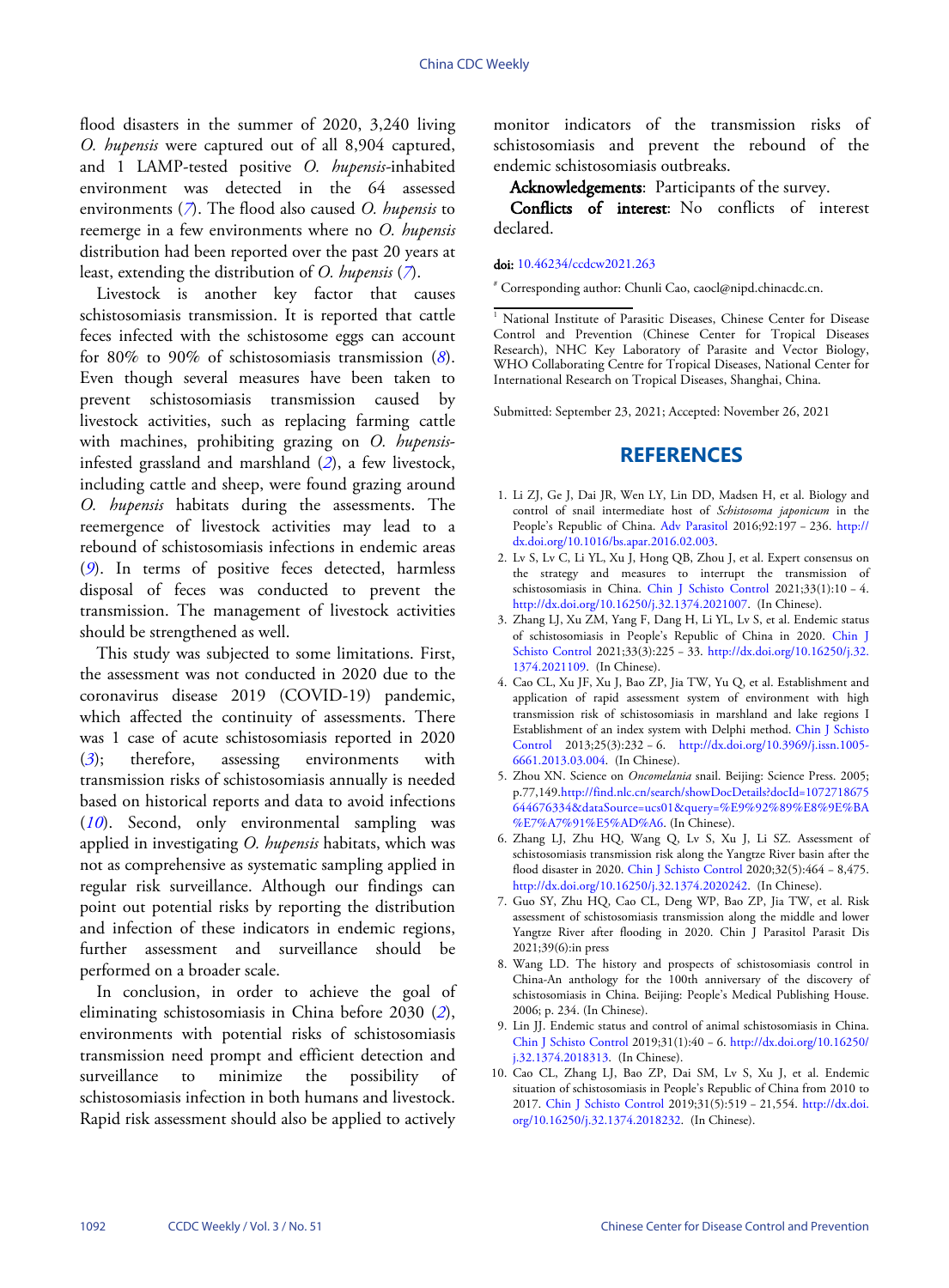flood disasters in the summer of 2020, 3,240 living *O. hupensis* were captured out of all 8,904 captured, and 1 LAMP-tested positive *O. hupensis*-inhabited environment was detected in the 64 assessed environments (*7*). The flood also caused *O. hupensis* to reemerge in a few environments where no *O. hupensis* distribution had been reported over the past 20 years at least, extending the distribution of *O. hupensis* (*7*).

Livestock is another key factor that causes schistosomiasis transmission. It is reported that cattle feces infected with the schistosome eggs can account for 80% to 90% of schistosomiasis transmission (*8*). Even though several measures have been taken to prevent schistosomiasis transmission caused by livestock activities, such as replacing farming cattle with machines, prohibiting grazing on *O. hupensis*-infested grassland and marshland (*2*), a few livestock, including cattle and sheep, were found grazing around *O. hupensis* habitats during the assessments. The reemergence of livestock activities may lead to a rebound of schistosomiasis infections in endemic areas (*9*). In terms of positive feces detected, harmless disposal of feces was conducted to prevent the transmission. The management of livestock activities should be strengthened as well.

This study was subjected to some limitations. First, the assessment was not conducted in 2020 due to the coronavirus disease 2019 (COVID-19) pandemic, which affected the continuity of assessments. There was 1 case of acute schistosomiasis reported in 2020 (*3*); therefore, assessing environments with transmission risks of schistosomiasis annually is needed based on historical reports and data to avoid infections (*10*). Second, only environmental sampling was applied in investigating *O. hupensis* habitats, which was not as comprehensive as systematic sampling applied in regular risk surveillance. Although our findings can point out potential risks by reporting the distribution and infection of these indicators in endemic regions, further assessment and surveillance should be performed on a broader scale.

In conclusion, in order to achieve the goal of eliminating schistosomiasis in China before 2030 (*2*), environments with potential risks of schistosomiasis transmission need prompt and efficient detection and surveillance to minimize the possibility of schistosomiasis infection in both humans and livestock. Rapid risk assessment should also be applied to actively monitor indicators of the transmission risks of schistosomiasis and prevent the rebound of the endemic schistosomiasis outbreaks.

**Acknowledgements**: Participants of the survey.

**Conflicts of interest**: No conflicts of interest declared.

**doi:** 10.46234/ccdcw2021.263

[#] Corresponding author: Chunli Cao, caocl@nipd.chinacdc.cn.

[1] National Institute of Parasitic Diseases, Chinese Center for Disease Control and Prevention (Chinese Center for Tropical Diseases Research), NHC Key Laboratory of Parasite and Vector Biology, WHO Collaborating Centre for Tropical Diseases, National Center for International Research on Tropical Diseases, Shanghai, China.

Submitted: September 23, 2021; Accepted: November 26, 2021

## REFERENCES

1. Li ZJ, Ge J, Dai JR, Wen LY, Lin DD, Madsen H, et al. Biology and control of snail intermediate host of *Schistosoma japonicum* in the People's Republic of China. Adv Parasitol 2016;92:197 – 236. http://dx.doi.org/10.1016/bs.apar.2016.02.003.
2. Lv S, Lv C, Li YL, Xu J, Hong QB, Zhou J, et al. Expert consensus on the strategy and measures to interrupt the transmission of schistosomiasis in China. Chin J Schisto Control 2021;33(1):10 – 4. http://dx.doi.org/10.16250/j.32.1374.2021007. (In Chinese).
3. Zhang LJ, Xu ZM, Yang F, Dang H, Li YL, Lv S, et al. Endemic status of schistosomiasis in People's Republic of China in 2020. Chin J Schisto Control 2021;33(3):225 – 33. http://dx.doi.org/10.16250/j.32.1374.2021109. (In Chinese).
4. Cao CL, Xu JF, Xu J, Bao ZP, Jia TW, Yu Q, et al. Establishment and application of rapid assessment system of environment with high transmission risk of schistosomiasis in marshland and lake regions I Establishment of an index system with Delphi method. Chin J Schisto Control 2013;25(3):232 – 6. http://dx.doi.org/10.3969/j.issn.1005-6661.2013.03.004. (In Chinese).
5. Zhou XN. Science on *Oncomelania* snail. Beijing: Science Press. 2005; p.77,149.http://find.nlc.cn/search/showDocDetails?docId=1072718675644676334&dataSource=ucs01&query=%E9%92%89%E8%9E%BA%E7%A7%91%E5%AD%A6. (In Chinese).
6. Zhang LJ, Zhu HQ, Wang Q, Lv S, Xu J, Li SZ. Assessment of schistosomiasis transmission risk along the Yangtze River basin after the flood disaster in 2020. Chin J Schisto Control 2020;32(5):464 – 8,475. http://dx.doi.org/10.16250/j.32.1374.2020242. (In Chinese).
7. Guo SY, Zhu HQ, Cao CL, Deng WP, Bao ZP, Jia TW, et al. Risk assessment of schistosomiasis transmission along the middle and lower Yangtze River after flooding in 2020. Chin J Parasitol Parasit Dis 2021;39(6):in press
8. Wang LD. The history and prospects of schistosomiasis control in China-An anthology for the 100th anniversary of the discovery of schistosomiasis in China. Beijing: People's Medical Publishing House. 2006; p. 234. (In Chinese).
9. Lin JJ. Endemic status and control of animal schistosomiasis in China. Chin J Schisto Control 2019;31(1):40 – 6. http://dx.doi.org/10.16250/j.32.1374.2018313. (In Chinese).
10. Cao CL, Zhang LJ, Bao ZP, Dai SM, Lv S, Xu J, et al. Endemic situation of schistosomiasis in People's Republic of China from 2010 to 2017. Chin J Schisto Control 2019;31(5):519 – 21,554. http://dx.doi.org/10.16250/j.32.1374.2018232. (In Chinese).